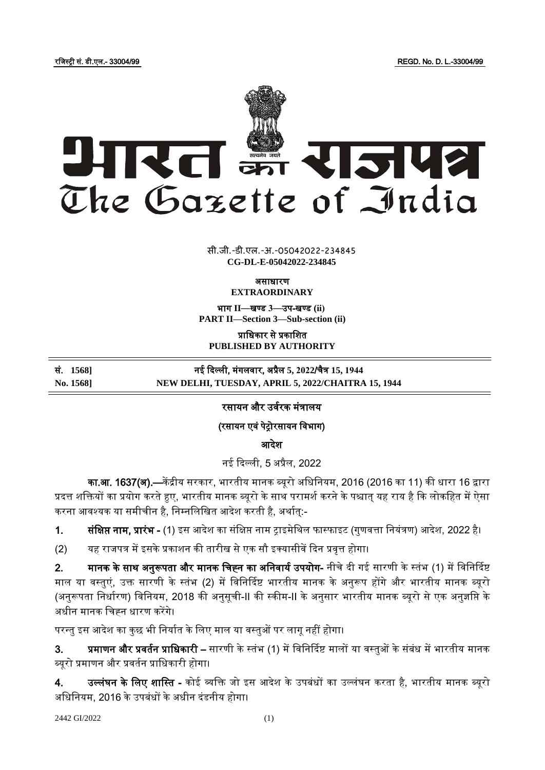रजिस्ट्री सं. डी.एल.- 33004/99 REGD. No. D. L.-33004/99

# भारत का राजपत्र
# The Gazette of India

सी.जी.-डी.एल.-अ.-05042022-234845
**CG-DL-E-05042022-234845**

**असाधारण**
**EXTRAORDINARY**

**भाग II—खण्ड 3—उप-खण्ड (ii)**
**PART II—Section 3—Sub-section (ii)**

**प्राधिकार से प्रकाशित**
**PUBLISHED BY AUTHORITY**

| | |
|---|---|
| **सं. 1568]** | **नई दिल्ली, मंगलवार, अप्रैल 5, 2022/चैत्र 15, 1944** |
| **No. 1568]** | **NEW DELHI, TUESDAY, APRIL 5, 2022/CHAITRA 15, 1944** |

## रसायन और उर्वरक मंत्रालय

### (रसायन एवं पेट्रोरसायन विभाग)

### आदेश

नई दिल्ली, 5 अप्रैल, 2022

**का.आ. 1637(अ).—**केंद्रीय सरकार, भारतीय मानक ब्यूरो अधिनियम, 2016 (2016 का 11) की धारा 16 द्वारा प्रदत्त शक्तियों का प्रयोग करते हुए, भारतीय मानक ब्यूरो के साथ परामर्श करने के पश्चात् यह राय है कि लोकहित में ऐसा करना आवश्यक या समीचीन है, निम्नलिखित आदेश करती है, अर्थात्:-

1. **संक्षिप्त नाम, प्रारंभ -** (1) इस आदेश का संक्षिप्त नाम ट्राइमेथिल फास्फाइट (गुणवत्ता नियंत्रण) आदेश, 2022 है।

(2) यह राजपत्र में इसके प्रकाशन की तारीख से एक सौ इक्यासीवें दिन प्रवृत्त होगा।

2. **मानक के साथ अनुरूपता और मानक चिह्न का अनिवार्य उपयोग-** नीचे दी गई सारणी के स्तंभ (1) में विनिर्दिष्ट माल या वस्तुएं, उक्त सारणी के स्तंभ (2) में विनिर्दिष्ट भारतीय मानक के अनुरूप होंगे और भारतीय मानक ब्यूरो (अनुरूपता निर्धारण) विनियम, 2018 की अनुसूची-II की स्कीम-II के अनुसार भारतीय मानक ब्यूरो से एक अनुज्ञप्ति के अधीन मानक चिह्न धारण करेंगे।

परन्तु इस आदेश का कुछ भी निर्यात के लिए माल या वस्तुओं पर लागू नहीं होगा।

3. **प्रमाणन और प्रवर्तन प्राधिकारी –** सारणी के स्तंभ (1) में विनिर्दिष्ट मालों या वस्तुओं के संबंध में भारतीय मानक ब्यूरो प्रमाणन और प्रवर्तन प्राधिकारी होगा।

4. **उल्लंघन के लिए शास्ति -** कोई व्यक्ति जो इस आदेश के उपबंधों का उल्लंघन करता है, भारतीय मानक ब्यूरो अधिनियम, 2016 के उपबंधों के अधीन दंडनीय होगा।

2442 GI/2022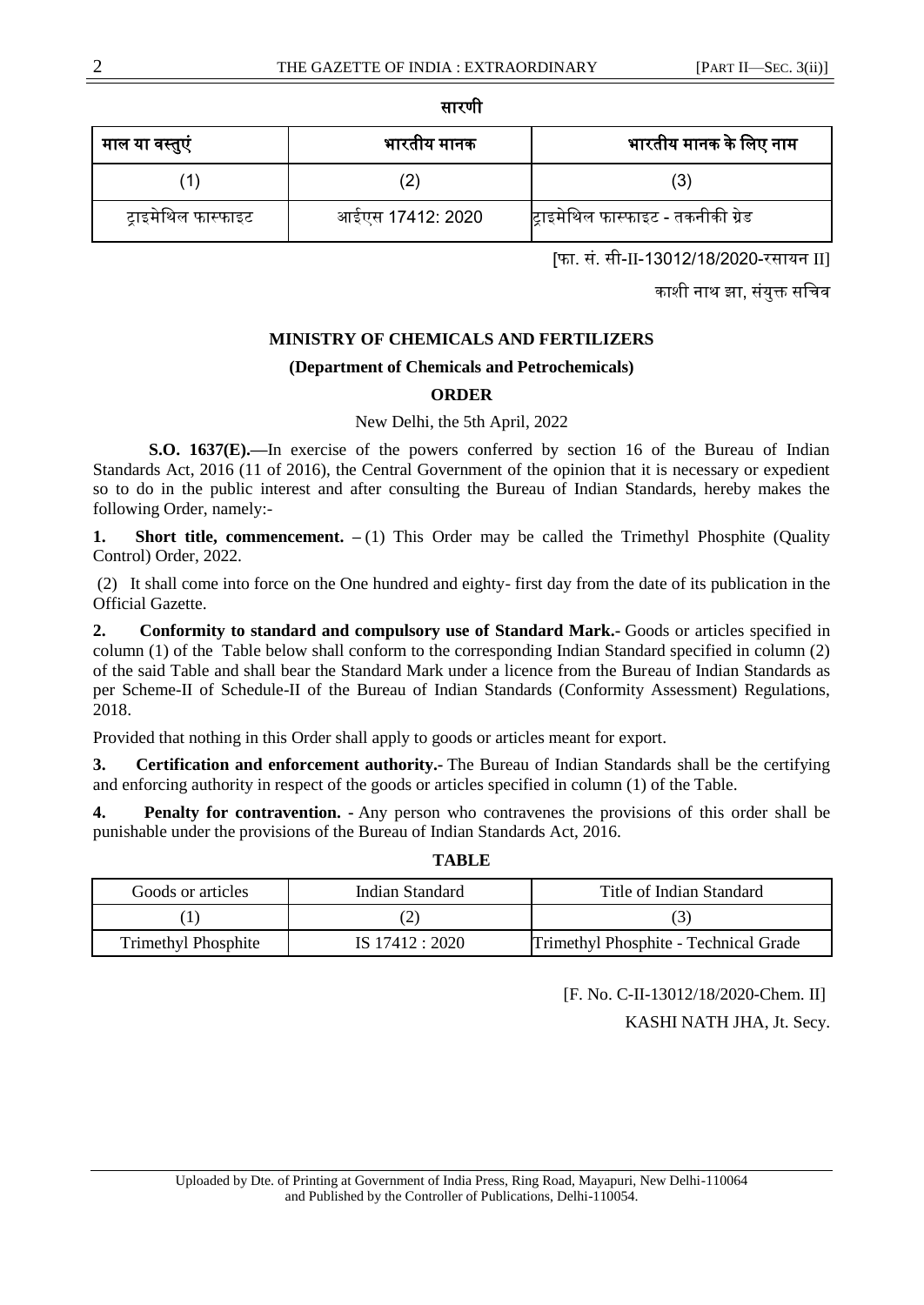**सारणी**

| माल या वस्तुएं | भारतीय मानक | भारतीय मानक के लिए नाम |
|---|---|---|
| (1) | (2) | (3) |
| ट्राइमेथिल फास्फाइट | आईएस 17412: 2020 | ट्राइमेथिल फास्फाइट - तकनीकी ग्रेड |

[फा. सं. सी-II-13012/18/2020-रसायन II]

काशी नाथ झा, संयुक्त सचिव

## MINISTRY OF CHEMICALS AND FERTILIZERS

### (Department of Chemicals and Petrochemicals)

### ORDER

New Delhi, the 5th April, 2022

**S.O. 1637(E).—**In exercise of the powers conferred by section 16 of the Bureau of Indian Standards Act, 2016 (11 of 2016), the Central Government of the opinion that it is necessary or expedient so to do in the public interest and after consulting the Bureau of Indian Standards, hereby makes the following Order, namely:-

**1. Short title, commencement.** – (1) This Order may be called the Trimethyl Phosphite (Quality Control) Order, 2022.

(2) It shall come into force on the One hundred and eighty- first day from the date of its publication in the Official Gazette.

**2. Conformity to standard and compulsory use of Standard Mark.-** Goods or articles specified in column (1) of the Table below shall conform to the corresponding Indian Standard specified in column (2) of the said Table and shall bear the Standard Mark under a licence from the Bureau of Indian Standards as per Scheme-II of Schedule-II of the Bureau of Indian Standards (Conformity Assessment) Regulations, 2018.

Provided that nothing in this Order shall apply to goods or articles meant for export.

**3. Certification and enforcement authority.-** The Bureau of Indian Standards shall be the certifying and enforcing authority in respect of the goods or articles specified in column (1) of the Table.

**4. Penalty for contravention.** - Any person who contravenes the provisions of this order shall be punishable under the provisions of the Bureau of Indian Standards Act, 2016.

**TABLE**

| Goods or articles | Indian Standard | Title of Indian Standard |
|---|---|---|
| (1) | (2) | (3) |
| Trimethyl Phosphite | IS 17412 : 2020 | Trimethyl Phosphite - Technical Grade |

[F. No. C-II-13012/18/2020-Chem. II]

KASHI NATH JHA, Jt. Secy.

Uploaded by Dte. of Printing at Government of India Press, Ring Road, Mayapuri, New Delhi-110064 and Published by the Controller of Publications, Delhi-110054.